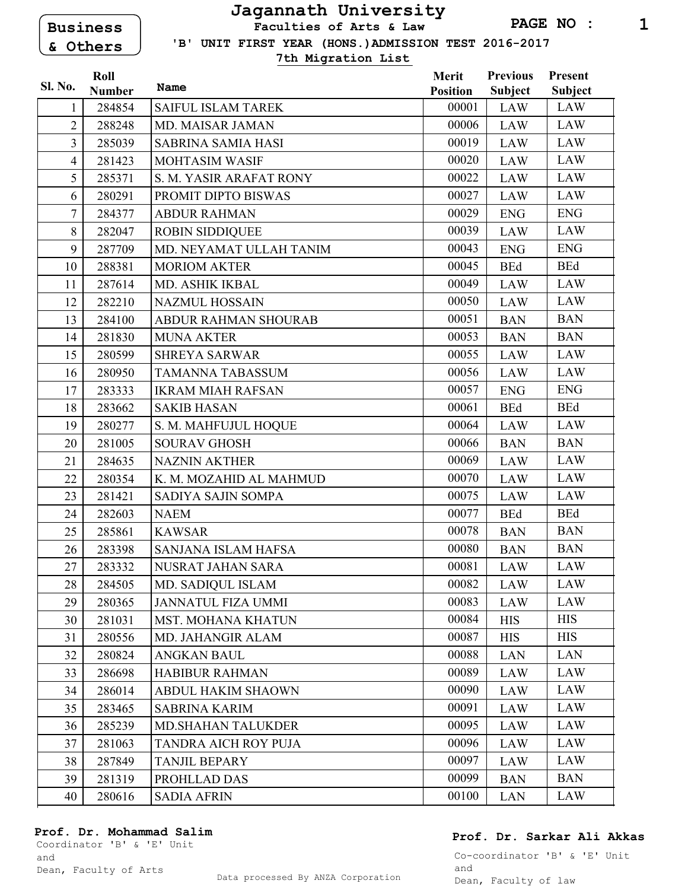Business & Others

# Jagannath University

**Faculties of Arts & Law**

**'B' UNIT FIRST YEAR (HONS.)ADMISSION TEST 2016-2017**

**7th Migration List**

| Sl. No. | Roll Number | Name | Merit Position | Previous Subject | Present Subject |
|---|---|---|---|---|---|
| 1 | 284854 | SAIFUL ISLAM TAREK | 00001 | LAW | LAW |
| 2 | 288248 | MD. MAISAR JAMAN | 00006 | LAW | LAW |
| 3 | 285039 | SABRINA SAMIA HASI | 00019 | LAW | LAW |
| 4 | 281423 | MOHTASIM WASIF | 00020 | LAW | LAW |
| 5 | 285371 | S. M. YASIR ARAFAT RONY | 00022 | LAW | LAW |
| 6 | 280291 | PROMIT DIPTO BISWAS | 00027 | LAW | LAW |
| 7 | 284377 | ABDUR RAHMAN | 00029 | ENG | ENG |
| 8 | 282047 | ROBIN SIDDIQUEE | 00039 | LAW | LAW |
| 9 | 287709 | MD. NEYAMAT ULLAH TANIM | 00043 | ENG | ENG |
| 10 | 288381 | MORIOM AKTER | 00045 | BEd | BEd |
| 11 | 287614 | MD. ASHIK IKBAL | 00049 | LAW | LAW |
| 12 | 282210 | NAZMUL HOSSAIN | 00050 | LAW | LAW |
| 13 | 284100 | ABDUR RAHMAN SHOURAB | 00051 | BAN | BAN |
| 14 | 281830 | MUNA AKTER | 00053 | BAN | BAN |
| 15 | 280599 | SHREYA SARWAR | 00055 | LAW | LAW |
| 16 | 280950 | TAMANNA TABASSUM | 00056 | LAW | LAW |
| 17 | 283333 | IKRAM MIAH RAFSAN | 00057 | ENG | ENG |
| 18 | 283662 | SAKIB HASAN | 00061 | BEd | BEd |
| 19 | 280277 | S. M. MAHFUJUL HOQUE | 00064 | LAW | LAW |
| 20 | 281005 | SOURAV GHOSH | 00066 | BAN | BAN |
| 21 | 284635 | NAZNIN AKTHER | 00069 | LAW | LAW |
| 22 | 280354 | K. M. MOZAHID AL MAHMUD | 00070 | LAW | LAW |
| 23 | 281421 | SADIYA SAJIN SOMPA | 00075 | LAW | LAW |
| 24 | 282603 | NAEM | 00077 | BEd | BEd |
| 25 | 285861 | KAWSAR | 00078 | BAN | BAN |
| 26 | 283398 | SANJANA ISLAM HAFSA | 00080 | BAN | BAN |
| 27 | 283332 | NUSRAT JAHAN SARA | 00081 | LAW | LAW |
| 28 | 284505 | MD. SADIQUL ISLAM | 00082 | LAW | LAW |
| 29 | 280365 | JANNATUL FIZA UMMI | 00083 | LAW | LAW |
| 30 | 281031 | MST. MOHANA KHATUN | 00084 | HIS | HIS |
| 31 | 280556 | MD. JAHANGIR ALAM | 00087 | HIS | HIS |
| 32 | 280824 | ANGKAN BAUL | 00088 | LAN | LAN |
| 33 | 286698 | HABIBUR RAHMAN | 00089 | LAW | LAW |
| 34 | 286014 | ABDUL HAKIM SHAOWN | 00090 | LAW | LAW |
| 35 | 283465 | SABRINA KARIM | 00091 | LAW | LAW |
| 36 | 285239 | MD.SHAHAN TALUKDER | 00095 | LAW | LAW |
| 37 | 281063 | TANDRA AICH ROY PUJA | 00096 | LAW | LAW |
| 38 | 287849 | TANJIL BEPARY | 00097 | LAW | LAW |
| 39 | 281319 | PROHLLAD DAS | 00099 | BAN | BAN |
| 40 | 280616 | SADIA AFRIN | 00100 | LAN | LAW |

**Prof. Dr. Mohammad Salim**
Coordinator 'B' & 'E' Unit
and
Dean, Faculty of Arts

**Prof. Dr. Sarkar Ali Akkas**
Co-coordinator 'B' & 'E' Unit
and
Dean, Faculty of law

Data processed By ANZA Corporation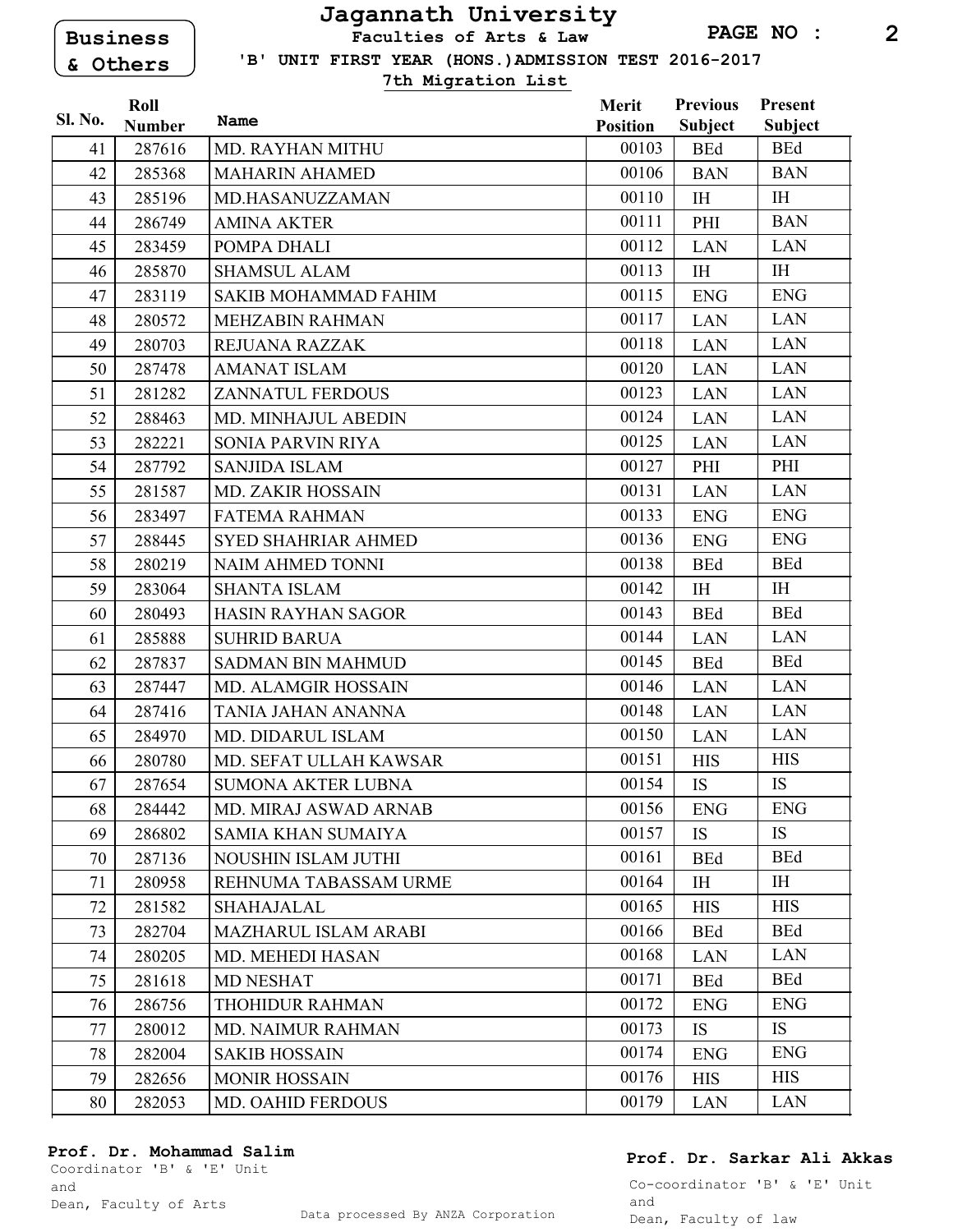Business & Others

# Jagannath University

**Faculties of Arts & Law**

**'B' UNIT FIRST YEAR (HONS.)ADMISSION TEST 2016-2017**

**7th Migration List**

| Sl. No. | Roll Number | Name | Merit Position | Previous Subject | Present Subject |
|---|---|---|---|---|---|
| 41 | 287616 | MD. RAYHAN MITHU | 00103 | BEd | BEd |
| 42 | 285368 | MAHARIN AHAMED | 00106 | BAN | BAN |
| 43 | 285196 | MD.HASANUZZAMAN | 00110 | IH | IH |
| 44 | 286749 | AMINA AKTER | 00111 | PHI | BAN |
| 45 | 283459 | POMPA DHALI | 00112 | LAN | LAN |
| 46 | 285870 | SHAMSUL ALAM | 00113 | IH | IH |
| 47 | 283119 | SAKIB MOHAMMAD FAHIM | 00115 | ENG | ENG |
| 48 | 280572 | MEHZABIN RAHMAN | 00117 | LAN | LAN |
| 49 | 280703 | REJUANA RAZZAK | 00118 | LAN | LAN |
| 50 | 287478 | AMANAT ISLAM | 00120 | LAN | LAN |
| 51 | 281282 | ZANNATUL FERDOUS | 00123 | LAN | LAN |
| 52 | 288463 | MD. MINHAJUL ABEDIN | 00124 | LAN | LAN |
| 53 | 282221 | SONIA PARVIN RIYA | 00125 | LAN | LAN |
| 54 | 287792 | SANJIDA ISLAM | 00127 | PHI | PHI |
| 55 | 281587 | MD. ZAKIR HOSSAIN | 00131 | LAN | LAN |
| 56 | 283497 | FATEMA RAHMAN | 00133 | ENG | ENG |
| 57 | 288445 | SYED SHAHRIAR AHMED | 00136 | ENG | ENG |
| 58 | 280219 | NAIM AHMED TONNI | 00138 | BEd | BEd |
| 59 | 283064 | SHANTA ISLAM | 00142 | IH | IH |
| 60 | 280493 | HASIN RAYHAN SAGOR | 00143 | BEd | BEd |
| 61 | 285888 | SUHRID BARUA | 00144 | LAN | LAN |
| 62 | 287837 | SADMAN BIN MAHMUD | 00145 | BEd | BEd |
| 63 | 287447 | MD. ALAMGIR HOSSAIN | 00146 | LAN | LAN |
| 64 | 287416 | TANIA JAHAN ANANNA | 00148 | LAN | LAN |
| 65 | 284970 | MD. DIDARUL ISLAM | 00150 | LAN | LAN |
| 66 | 280780 | MD. SEFAT ULLAH KAWSAR | 00151 | HIS | HIS |
| 67 | 287654 | SUMONA AKTER LUBNA | 00154 | IS | IS |
| 68 | 284442 | MD. MIRAJ ASWAD ARNAB | 00156 | ENG | ENG |
| 69 | 286802 | SAMIA KHAN SUMAIYA | 00157 | IS | IS |
| 70 | 287136 | NOUSHIN ISLAM JUTHI | 00161 | BEd | BEd |
| 71 | 280958 | REHNUMA TABASSAM URME | 00164 | IH | IH |
| 72 | 281582 | SHAHAJALAL | 00165 | HIS | HIS |
| 73 | 282704 | MAZHARUL ISLAM ARABI | 00166 | BEd | BEd |
| 74 | 280205 | MD. MEHEDI HASAN | 00168 | LAN | LAN |
| 75 | 281618 | MD NESHAT | 00171 | BEd | BEd |
| 76 | 286756 | THOHIDUR RAHMAN | 00172 | ENG | ENG |
| 77 | 280012 | MD. NAIMUR RAHMAN | 00173 | IS | IS |
| 78 | 282004 | SAKIB HOSSAIN | 00174 | ENG | ENG |
| 79 | 282656 | MONIR HOSSAIN | 00176 | HIS | HIS |
| 80 | 282053 | MD. OAHID FERDOUS | 00179 | LAN | LAN |

**Prof. Dr. Mohammad Salim**
Coordinator 'B' & 'E' Unit
and
Dean, Faculty of Arts

**Prof. Dr. Sarkar Ali Akkas**
Co-coordinator 'B' & 'E' Unit
and
Dean, Faculty of law

Data processed By ANZA Corporation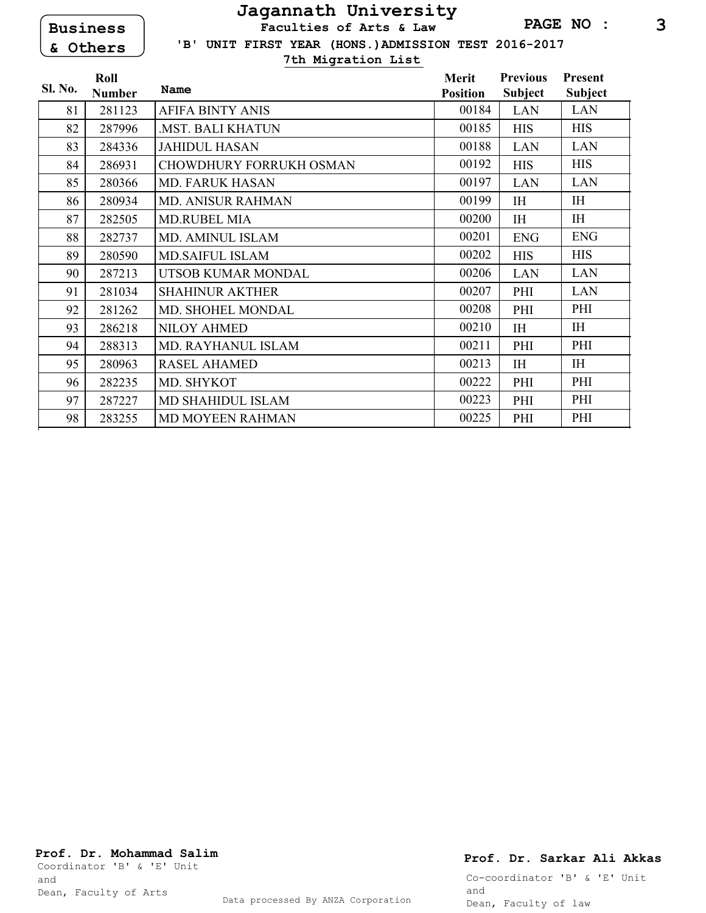**Business & Others**

# Jagannath University

**Faculties of Arts & Law**

**'B' UNIT FIRST YEAR (HONS.)ADMISSION TEST 2016-2017**

**7th Migration List**

| Sl. No. | Roll Number | Name | Merit Position | Previous Subject | Present Subject |
|---|---|---|---|---|---|
| 81 | 281123 | AFIFA BINTY ANIS | 00184 | LAN | LAN |
| 82 | 287996 | .MST. BALI KHATUN | 00185 | HIS | HIS |
| 83 | 284336 | JAHIDUL HASAN | 00188 | LAN | LAN |
| 84 | 286931 | CHOWDHURY FORRUKH OSMAN | 00192 | HIS | HIS |
| 85 | 280366 | MD. FARUK HASAN | 00197 | LAN | LAN |
| 86 | 280934 | MD. ANISUR RAHMAN | 00199 | IH | IH |
| 87 | 282505 | MD.RUBEL MIA | 00200 | IH | IH |
| 88 | 282737 | MD. AMINUL ISLAM | 00201 | ENG | ENG |
| 89 | 280590 | MD.SAIFUL ISLAM | 00202 | HIS | HIS |
| 90 | 287213 | UTSOB KUMAR MONDAL | 00206 | LAN | LAN |
| 91 | 281034 | SHAHINUR AKTHER | 00207 | PHI | LAN |
| 92 | 281262 | MD. SHOHEL MONDAL | 00208 | PHI | PHI |
| 93 | 286218 | NILOY AHMED | 00210 | IH | IH |
| 94 | 288313 | MD. RAYHANUL ISLAM | 00211 | PHI | PHI |
| 95 | 280963 | RASEL AHAMED | 00213 | IH | IH |
| 96 | 282235 | MD. SHYKOT | 00222 | PHI | PHI |
| 97 | 287227 | MD SHAHIDUL ISLAM | 00223 | PHI | PHI |
| 98 | 283255 | MD MOYEEN RAHMAN | 00225 | PHI | PHI |

**Prof. Dr. Mohammad Salim**
Coordinator 'B' & 'E' Unit
and
Dean, Faculty of Arts

**Prof. Dr. Sarkar Ali Akkas**
Co-coordinator 'B' & 'E' Unit
and
Dean, Faculty of law

Data processed By ANZA Corporation